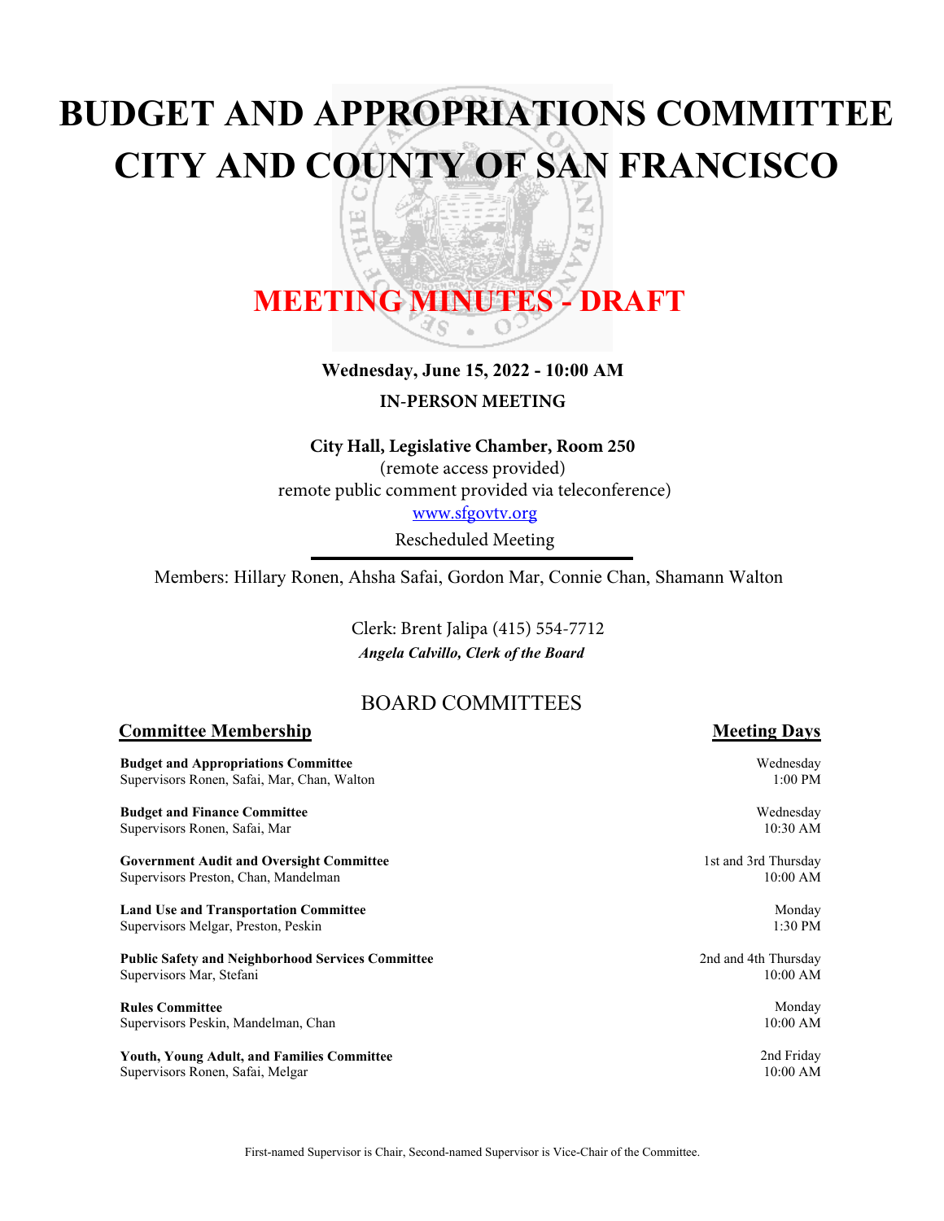# BUDGET AND APPROPRIATIONS COMMITTEE
# CITY AND COUNTY OF SAN FRANCISCO

## MEETING MINUTES - DRAFT

**Wednesday, June 15, 2022 - 10:00 AM**

**IN-PERSON MEETING**

**City Hall, Legislative Chamber, Room 250**
(remote access provided)
remote public comment provided via teleconference)
www.sfgovtv.org
Rescheduled Meeting

Members: Hillary Ronen, Ahsha Safai, Gordon Mar, Connie Chan, Shamann Walton

Clerk: Brent Jalipa (415) 554-7712
***Angela Calvillo, Clerk of the Board***

## BOARD COMMITTEES

| **Committee Membership** | **Meeting Days** |
|---|---|
| **Budget and Appropriations Committee**<br>Supervisors Ronen, Safai, Mar, Chan, Walton | Wednesday<br>1:00 PM |
| **Budget and Finance Committee**<br>Supervisors Ronen, Safai, Mar | Wednesday<br>10:30 AM |
| **Government Audit and Oversight Committee**<br>Supervisors Preston, Chan, Mandelman | 1st and 3rd Thursday<br>10:00 AM |
| **Land Use and Transportation Committee**<br>Supervisors Melgar, Preston, Peskin | Monday<br>1:30 PM |
| **Public Safety and Neighborhood Services Committee**<br>Supervisors Mar, Stefani | 2nd and 4th Thursday<br>10:00 AM |
| **Rules Committee**<br>Supervisors Peskin, Mandelman, Chan | Monday<br>10:00 AM |
| **Youth, Young Adult, and Families Committee**<br>Supervisors Ronen, Safai, Melgar | 2nd Friday<br>10:00 AM |

First-named Supervisor is Chair, Second-named Supervisor is Vice-Chair of the Committee.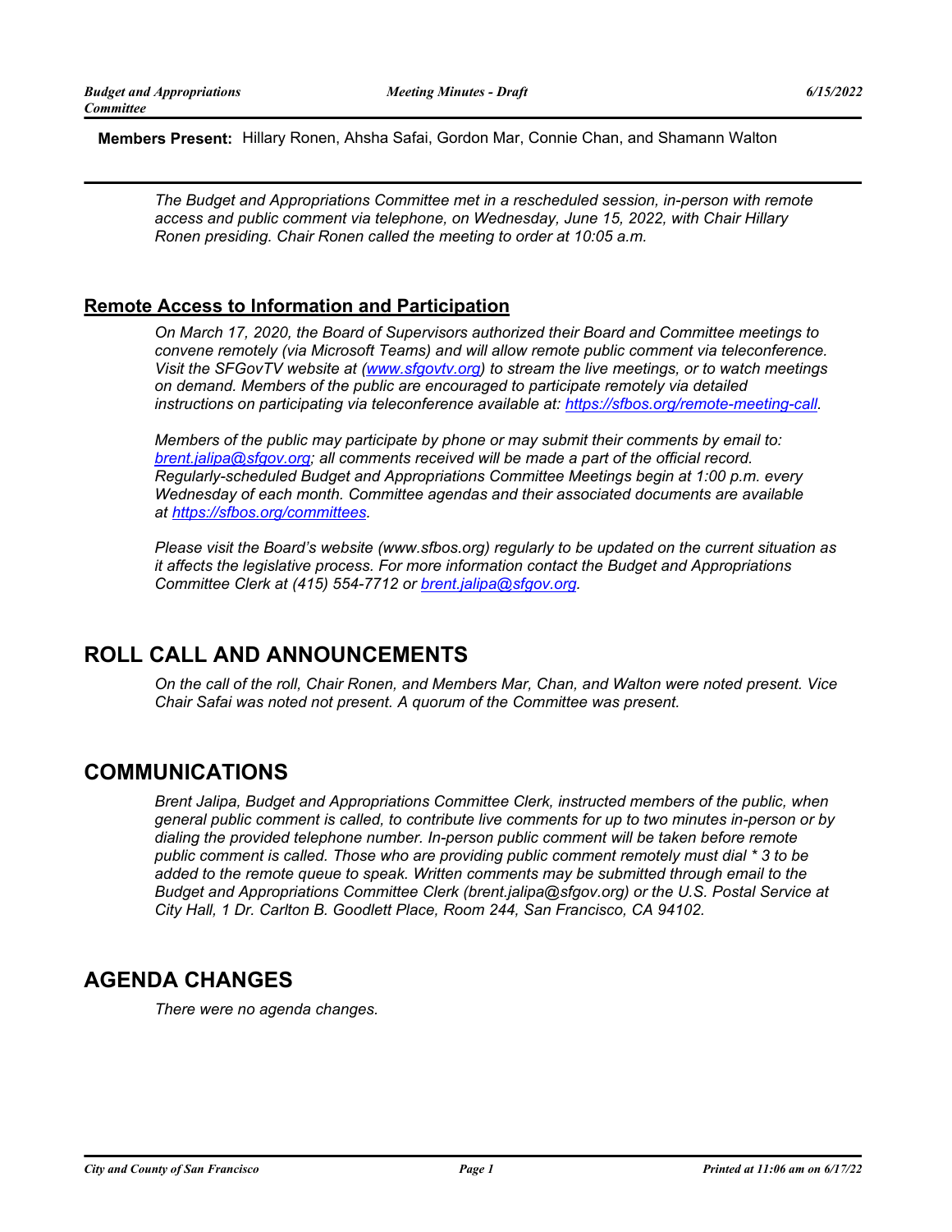**Members Present:** Hillary Ronen, Ahsha Safai, Gordon Mar, Connie Chan, and Shamann Walton

---

*The Budget and Appropriations Committee met in a rescheduled session, in-person with remote access and public comment via telephone, on Wednesday, June 15, 2022, with Chair Hillary Ronen presiding. Chair Ronen called the meeting to order at 10:05 a.m.*

## Remote Access to Information and Participation

*On March 17, 2020, the Board of Supervisors authorized their Board and Committee meetings to convene remotely (via Microsoft Teams) and will allow remote public comment via teleconference. Visit the SFGovTV website at ([www.sfgovtv.org](http://www.sfgovtv.org)) to stream the live meetings, or to watch meetings on demand. Members of the public are encouraged to participate remotely via detailed instructions on participating via teleconference available at: [https://sfbos.org/remote-meeting-call](https://sfbos.org/remote-meeting-call).*

*Members of the public may participate by phone or may submit their comments by email to: [brent.jalipa@sfgov.org](mailto:brent.jalipa@sfgov.org); all comments received will be made a part of the official record. Regularly-scheduled Budget and Appropriations Committee Meetings begin at 1:00 p.m. every Wednesday of each month. Committee agendas and their associated documents are available at [https://sfbos.org/committees](https://sfbos.org/committees).*

*Please visit the Board's website (www.sfbos.org) regularly to be updated on the current situation as it affects the legislative process. For more information contact the Budget and Appropriations Committee Clerk at (415) 554-7712 or [brent.jalipa@sfgov.org](mailto:brent.jalipa@sfgov.org).*

# ROLL CALL AND ANNOUNCEMENTS

*On the call of the roll, Chair Ronen, and Members Mar, Chan, and Walton were noted present. Vice Chair Safai was noted not present. A quorum of the Committee was present.*

# COMMUNICATIONS

*Brent Jalipa, Budget and Appropriations Committee Clerk, instructed members of the public, when general public comment is called, to contribute live comments for up to two minutes in-person or by dialing the provided telephone number. In-person public comment will be taken before remote public comment is called. Those who are providing public comment remotely must dial * 3 to be added to the remote queue to speak. Written comments may be submitted through email to the Budget and Appropriations Committee Clerk (brent.jalipa@sfgov.org) or the U.S. Postal Service at City Hall, 1 Dr. Carlton B. Goodlett Place, Room 244, San Francisco, CA 94102.*

# AGENDA CHANGES

*There were no agenda changes.*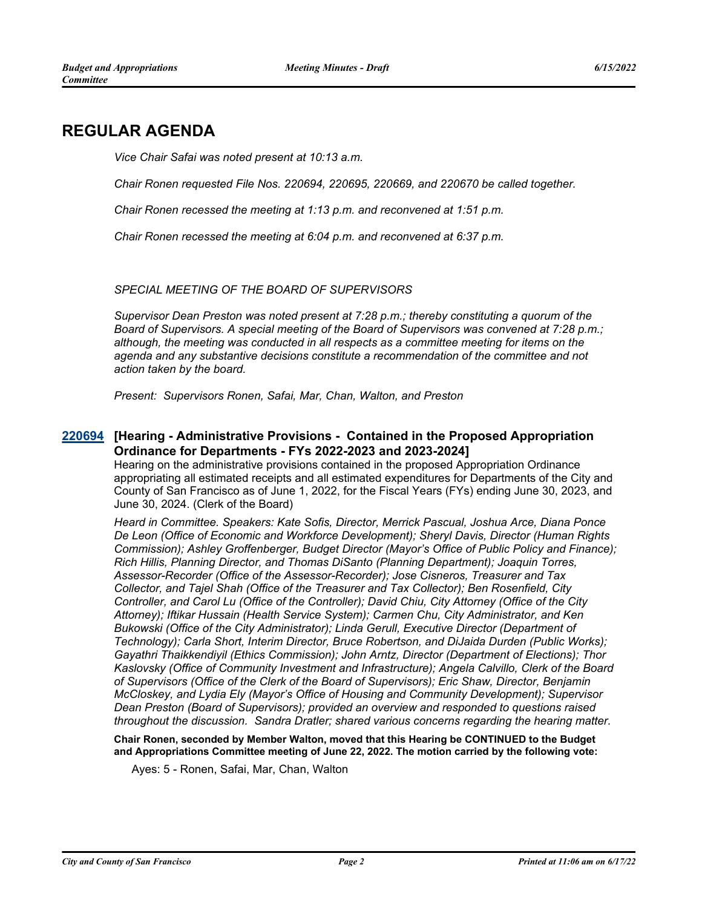# REGULAR AGENDA

*Vice Chair Safai was noted present at 10:13 a.m.*

*Chair Ronen requested File Nos. 220694, 220695, 220669, and 220670 be called together.*

*Chair Ronen recessed the meeting at 1:13 p.m. and reconvened at 1:51 p.m.*

*Chair Ronen recessed the meeting at 6:04 p.m. and reconvened at 6:37 p.m.*

*SPECIAL MEETING OF THE BOARD OF SUPERVISORS*

*Supervisor Dean Preston was noted present at 7:28 p.m.; thereby constituting a quorum of the Board of Supervisors. A special meeting of the Board of Supervisors was convened at 7:28 p.m.; although, the meeting was conducted in all respects as a committee meeting for items on the agenda and any substantive decisions constitute a recommendation of the committee and not action taken by the board.*

*Present: Supervisors Ronen, Safai, Mar, Chan, Walton, and Preston*

## 220694 [Hearing - Administrative Provisions - Contained in the Proposed Appropriation Ordinance for Departments - FYs 2022-2023 and 2023-2024]

Hearing on the administrative provisions contained in the proposed Appropriation Ordinance appropriating all estimated receipts and all estimated expenditures for Departments of the City and County of San Francisco as of June 1, 2022, for the Fiscal Years (FYs) ending June 30, 2023, and June 30, 2024. (Clerk of the Board)

*Heard in Committee. Speakers: Kate Sofis, Director, Merrick Pascual, Joshua Arce, Diana Ponce De Leon (Office of Economic and Workforce Development); Sheryl Davis, Director (Human Rights Commission); Ashley Groffenberger, Budget Director (Mayor's Office of Public Policy and Finance); Rich Hillis, Planning Director, and Thomas DiSanto (Planning Department); Joaquin Torres, Assessor-Recorder (Office of the Assessor-Recorder); Jose Cisneros, Treasurer and Tax Collector, and Tajel Shah (Office of the Treasurer and Tax Collector); Ben Rosenfield, City Controller, and Carol Lu (Office of the Controller); David Chiu, City Attorney (Office of the City Attorney); Iftikar Hussain (Health Service System); Carmen Chu, City Administrator, and Ken Bukowski (Office of the City Administrator); Linda Gerull, Executive Director (Department of Technology); Carla Short, Interim Director, Bruce Robertson, and DiJaida Durden (Public Works); Gayathri Thaikkendiyil (Ethics Commission); John Arntz, Director (Department of Elections); Thor Kaslovsky (Office of Community Investment and Infrastructure); Angela Calvillo, Clerk of the Board of Supervisors (Office of the Clerk of the Board of Supervisors); Eric Shaw, Director, Benjamin McCloskey, and Lydia Ely (Mayor's Office of Housing and Community Development); Supervisor Dean Preston (Board of Supervisors); provided an overview and responded to questions raised throughout the discussion. Sandra Dratler; shared various concerns regarding the hearing matter.*

**Chair Ronen, seconded by Member Walton, moved that this Hearing be CONTINUED to the Budget and Appropriations Committee meeting of June 22, 2022. The motion carried by the following vote:**

Ayes: 5 - Ronen, Safai, Mar, Chan, Walton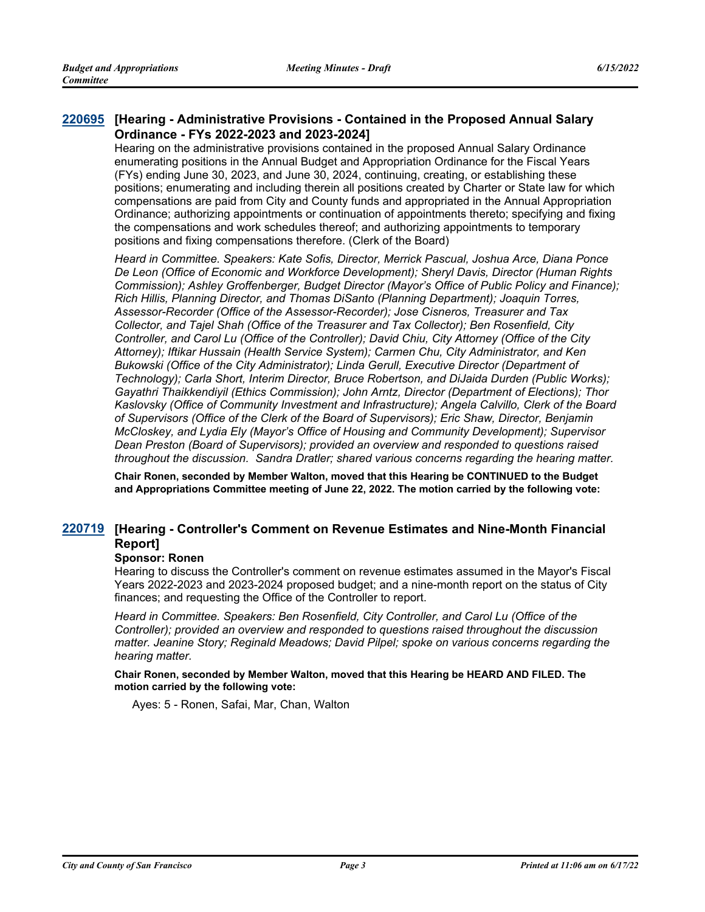## [220695](#) [Hearing - Administrative Provisions - Contained in the Proposed Annual Salary Ordinance - FYs 2022-2023 and 2023-2024]

Hearing on the administrative provisions contained in the proposed Annual Salary Ordinance enumerating positions in the Annual Budget and Appropriation Ordinance for the Fiscal Years (FYs) ending June 30, 2023, and June 30, 2024, continuing, creating, or establishing these positions; enumerating and including therein all positions created by Charter or State law for which compensations are paid from City and County funds and appropriated in the Annual Appropriation Ordinance; authorizing appointments or continuation of appointments thereto; specifying and fixing the compensations and work schedules thereof; and authorizing appointments to temporary positions and fixing compensations therefore. (Clerk of the Board)

*Heard in Committee. Speakers: Kate Sofis, Director, Merrick Pascual, Joshua Arce, Diana Ponce De Leon (Office of Economic and Workforce Development); Sheryl Davis, Director (Human Rights Commission); Ashley Groffenberger, Budget Director (Mayor's Office of Public Policy and Finance); Rich Hillis, Planning Director, and Thomas DiSanto (Planning Department); Joaquin Torres, Assessor-Recorder (Office of the Assessor-Recorder); Jose Cisneros, Treasurer and Tax Collector, and Tajel Shah (Office of the Treasurer and Tax Collector); Ben Rosenfield, City Controller, and Carol Lu (Office of the Controller); David Chiu, City Attorney (Office of the City Attorney); Iftikar Hussain (Health Service System); Carmen Chu, City Administrator, and Ken Bukowski (Office of the City Administrator); Linda Gerull, Executive Director (Department of Technology); Carla Short, Interim Director, Bruce Robertson, and DiJaida Durden (Public Works); Gayathri Thaikkendiyil (Ethics Commission); John Arntz, Director (Department of Elections); Thor Kaslovsky (Office of Community Investment and Infrastructure); Angela Calvillo, Clerk of the Board of Supervisors (Office of the Clerk of the Board of Supervisors); Eric Shaw, Director, Benjamin McCloskey, and Lydia Ely (Mayor's Office of Housing and Community Development); Supervisor Dean Preston (Board of Supervisors); provided an overview and responded to questions raised throughout the discussion. Sandra Dratler; shared various concerns regarding the hearing matter.*

**Chair Ronen, seconded by Member Walton, moved that this Hearing be CONTINUED to the Budget and Appropriations Committee meeting of June 22, 2022. The motion carried by the following vote:**

## [220719](#) [Hearing - Controller's Comment on Revenue Estimates and Nine-Month Financial Report]

**Sponsor: Ronen**

Hearing to discuss the Controller's comment on revenue estimates assumed in the Mayor's Fiscal Years 2022-2023 and 2023-2024 proposed budget; and a nine-month report on the status of City finances; and requesting the Office of the Controller to report.

*Heard in Committee. Speakers: Ben Rosenfield, City Controller, and Carol Lu (Office of the Controller); provided an overview and responded to questions raised throughout the discussion matter. Jeanine Story; Reginald Meadows; David Pilpel; spoke on various concerns regarding the hearing matter.*

**Chair Ronen, seconded by Member Walton, moved that this Hearing be HEARD AND FILED. The motion carried by the following vote:**

Ayes: 5 - Ronen, Safai, Mar, Chan, Walton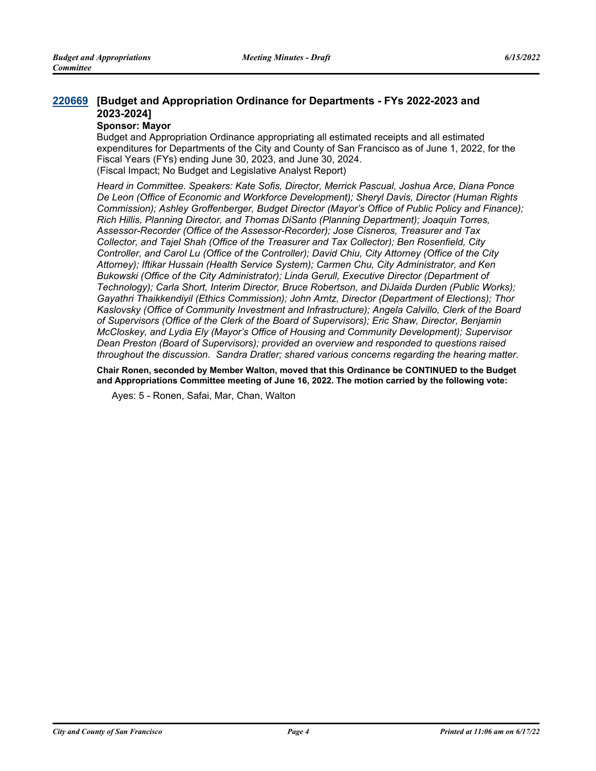### 220669 [Budget and Appropriation Ordinance for Departments - FYs 2022-2023 and 2023-2024]

**Sponsor: Mayor**

Budget and Appropriation Ordinance appropriating all estimated receipts and all estimated expenditures for Departments of the City and County of San Francisco as of June 1, 2022, for the Fiscal Years (FYs) ending June 30, 2023, and June 30, 2024.
(Fiscal Impact; No Budget and Legislative Analyst Report)

*Heard in Committee. Speakers: Kate Sofis, Director, Merrick Pascual, Joshua Arce, Diana Ponce De Leon (Office of Economic and Workforce Development); Sheryl Davis, Director (Human Rights Commission); Ashley Groffenberger, Budget Director (Mayor's Office of Public Policy and Finance); Rich Hillis, Planning Director, and Thomas DiSanto (Planning Department); Joaquin Torres, Assessor-Recorder (Office of the Assessor-Recorder); Jose Cisneros, Treasurer and Tax Collector, and Tajel Shah (Office of the Treasurer and Tax Collector); Ben Rosenfield, City Controller, and Carol Lu (Office of the Controller); David Chiu, City Attorney (Office of the City Attorney); Iftikar Hussain (Health Service System); Carmen Chu, City Administrator, and Ken Bukowski (Office of the City Administrator); Linda Gerull, Executive Director (Department of Technology); Carla Short, Interim Director, Bruce Robertson, and DiJaida Durden (Public Works); Gayathri Thaikkendiyil (Ethics Commission); John Arntz, Director (Department of Elections); Thor Kaslovsky (Office of Community Investment and Infrastructure); Angela Calvillo, Clerk of the Board of Supervisors (Office of the Clerk of the Board of Supervisors); Eric Shaw, Director, Benjamin McCloskey, and Lydia Ely (Mayor's Office of Housing and Community Development); Supervisor Dean Preston (Board of Supervisors); provided an overview and responded to questions raised throughout the discussion. Sandra Dratler; shared various concerns regarding the hearing matter.*

**Chair Ronen, seconded by Member Walton, moved that this Ordinance be CONTINUED to the Budget and Appropriations Committee meeting of June 16, 2022. The motion carried by the following vote:**

Ayes: 5 - Ronen, Safai, Mar, Chan, Walton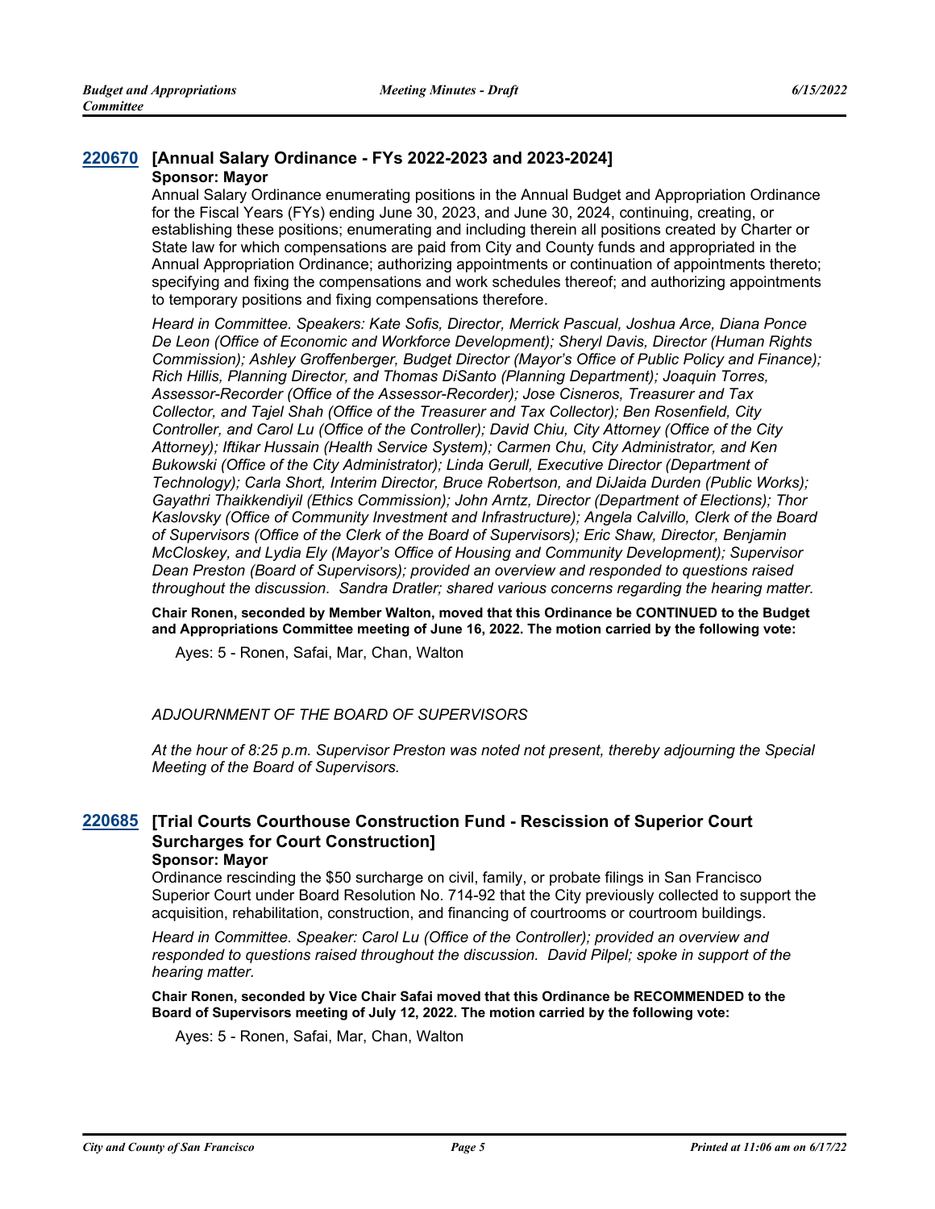### 220670 [Annual Salary Ordinance - FYs 2022-2023 and 2023-2024]

**Sponsor: Mayor**

Annual Salary Ordinance enumerating positions in the Annual Budget and Appropriation Ordinance for the Fiscal Years (FYs) ending June 30, 2023, and June 30, 2024, continuing, creating, or establishing these positions; enumerating and including therein all positions created by Charter or State law for which compensations are paid from City and County funds and appropriated in the Annual Appropriation Ordinance; authorizing appointments or continuation of appointments thereto; specifying and fixing the compensations and work schedules thereof; and authorizing appointments to temporary positions and fixing compensations therefore.

*Heard in Committee. Speakers: Kate Sofis, Director, Merrick Pascual, Joshua Arce, Diana Ponce De Leon (Office of Economic and Workforce Development); Sheryl Davis, Director (Human Rights Commission); Ashley Groffenberger, Budget Director (Mayor's Office of Public Policy and Finance); Rich Hillis, Planning Director, and Thomas DiSanto (Planning Department); Joaquin Torres, Assessor-Recorder (Office of the Assessor-Recorder); Jose Cisneros, Treasurer and Tax Collector, and Tajel Shah (Office of the Treasurer and Tax Collector); Ben Rosenfield, City Controller, and Carol Lu (Office of the Controller); David Chiu, City Attorney (Office of the City Attorney); Iftikar Hussain (Health Service System); Carmen Chu, City Administrator, and Ken Bukowski (Office of the City Administrator); Linda Gerull, Executive Director (Department of Technology); Carla Short, Interim Director, Bruce Robertson, and DiJaida Durden (Public Works); Gayathri Thaikkendiyil (Ethics Commission); John Arntz, Director (Department of Elections); Thor Kaslovsky (Office of Community Investment and Infrastructure); Angela Calvillo, Clerk of the Board of Supervisors (Office of the Clerk of the Board of Supervisors); Eric Shaw, Director, Benjamin McCloskey, and Lydia Ely (Mayor's Office of Housing and Community Development); Supervisor Dean Preston (Board of Supervisors); provided an overview and responded to questions raised throughout the discussion. Sandra Dratler; shared various concerns regarding the hearing matter.*

**Chair Ronen, seconded by Member Walton, moved that this Ordinance be CONTINUED to the Budget and Appropriations Committee meeting of June 16, 2022. The motion carried by the following vote:**

Ayes: 5 - Ronen, Safai, Mar, Chan, Walton

*ADJOURNMENT OF THE BOARD OF SUPERVISORS*

*At the hour of 8:25 p.m. Supervisor Preston was noted not present, thereby adjourning the Special Meeting of the Board of Supervisors.*

### 220685 [Trial Courts Courthouse Construction Fund - Rescission of Superior Court Surcharges for Court Construction]

**Sponsor: Mayor**

Ordinance rescinding the $50 surcharge on civil, family, or probate filings in San Francisco Superior Court under Board Resolution No. 714-92 that the City previously collected to support the acquisition, rehabilitation, construction, and financing of courtrooms or courtroom buildings.

*Heard in Committee. Speaker: Carol Lu (Office of the Controller); provided an overview and responded to questions raised throughout the discussion. David Pilpel; spoke in support of the hearing matter.*

**Chair Ronen, seconded by Vice Chair Safai moved that this Ordinance be RECOMMENDED to the Board of Supervisors meeting of July 12, 2022. The motion carried by the following vote:**

Ayes: 5 - Ronen, Safai, Mar, Chan, Walton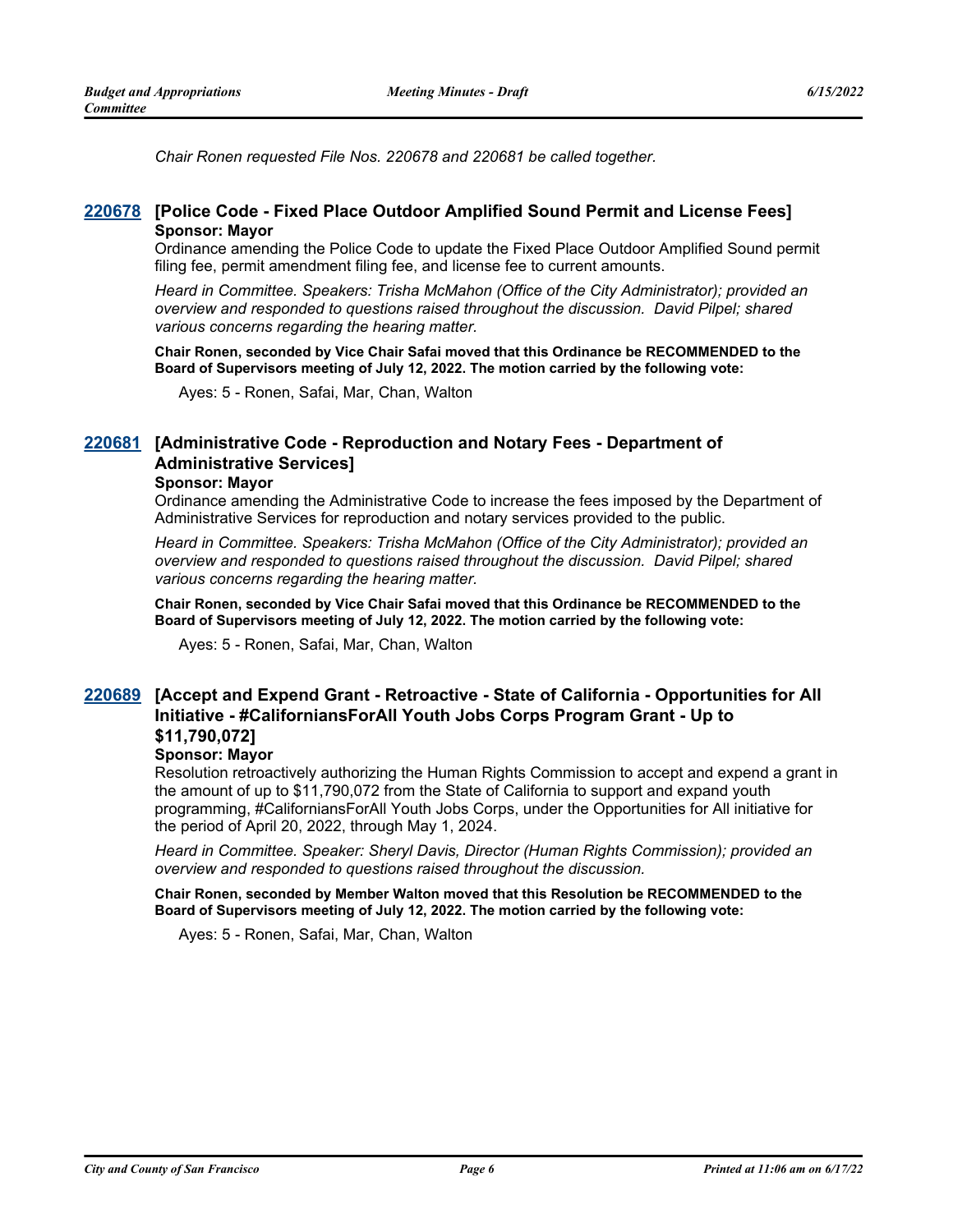*Chair Ronen requested File Nos. 220678 and 220681 be called together.*

### 220678 [Police Code - Fixed Place Outdoor Amplified Sound Permit and License Fees]

**Sponsor: Mayor**

Ordinance amending the Police Code to update the Fixed Place Outdoor Amplified Sound permit filing fee, permit amendment filing fee, and license fee to current amounts.

*Heard in Committee. Speakers: Trisha McMahon (Office of the City Administrator); provided an overview and responded to questions raised throughout the discussion. David Pilpel; shared various concerns regarding the hearing matter.*

**Chair Ronen, seconded by Vice Chair Safai moved that this Ordinance be RECOMMENDED to the Board of Supervisors meeting of July 12, 2022. The motion carried by the following vote:**

Ayes: 5 - Ronen, Safai, Mar, Chan, Walton

### 220681 [Administrative Code - Reproduction and Notary Fees - Department of Administrative Services]

**Sponsor: Mayor**

Ordinance amending the Administrative Code to increase the fees imposed by the Department of Administrative Services for reproduction and notary services provided to the public.

*Heard in Committee. Speakers: Trisha McMahon (Office of the City Administrator); provided an overview and responded to questions raised throughout the discussion. David Pilpel; shared various concerns regarding the hearing matter.*

**Chair Ronen, seconded by Vice Chair Safai moved that this Ordinance be RECOMMENDED to the Board of Supervisors meeting of July 12, 2022. The motion carried by the following vote:**

Ayes: 5 - Ronen, Safai, Mar, Chan, Walton

### 220689 [Accept and Expend Grant - Retroactive - State of California - Opportunities for All Initiative - #CaliforniansForAll Youth Jobs Corps Program Grant - Up to $11,790,072]

**Sponsor: Mayor**

Resolution retroactively authorizing the Human Rights Commission to accept and expend a grant in the amount of up to $11,790,072 from the State of California to support and expand youth programming, #CaliforniansForAll Youth Jobs Corps, under the Opportunities for All initiative for the period of April 20, 2022, through May 1, 2024.

*Heard in Committee. Speaker: Sheryl Davis, Director (Human Rights Commission); provided an overview and responded to questions raised throughout the discussion.*

**Chair Ronen, seconded by Member Walton moved that this Resolution be RECOMMENDED to the Board of Supervisors meeting of July 12, 2022. The motion carried by the following vote:**

Ayes: 5 - Ronen, Safai, Mar, Chan, Walton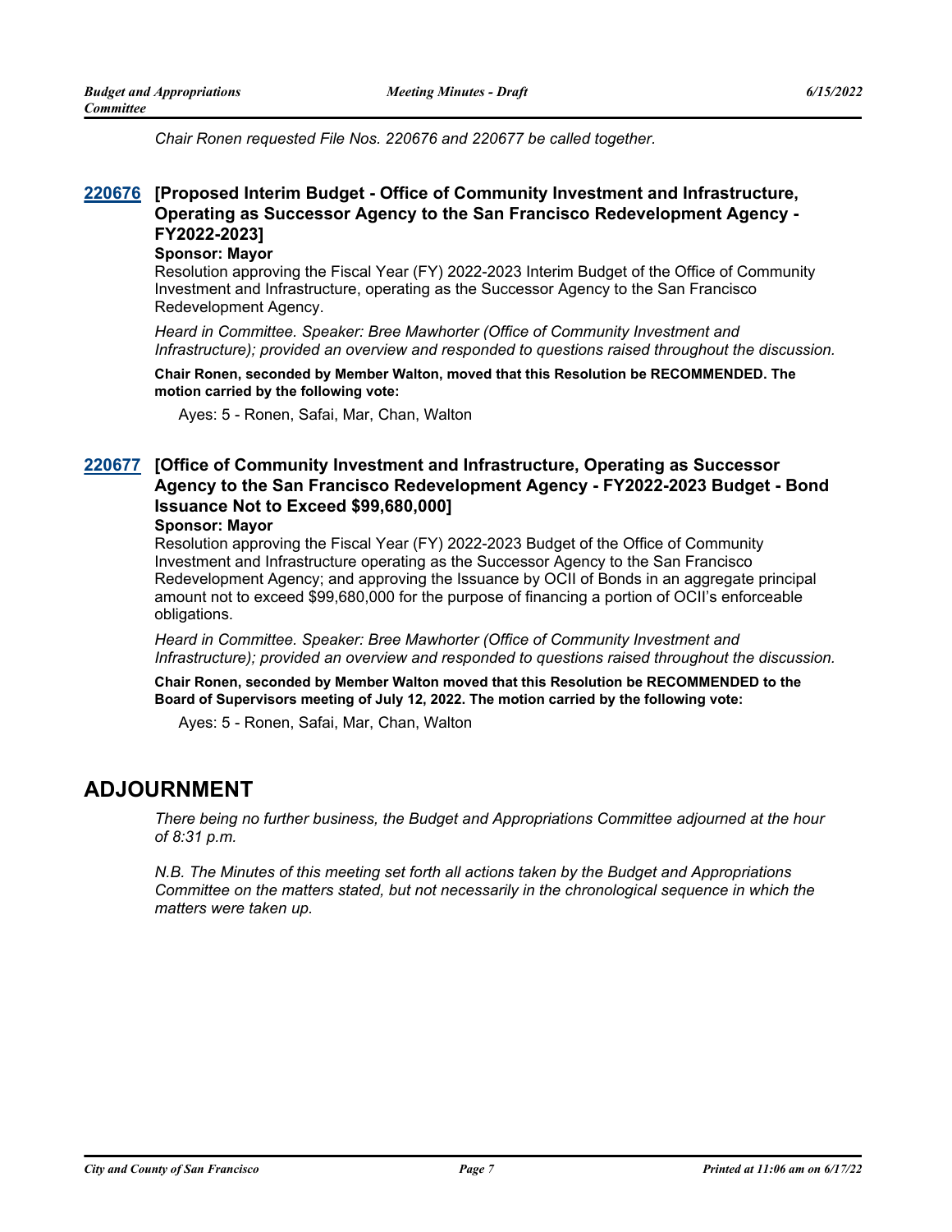*Chair Ronen requested File Nos. 220676 and 220677 be called together.*

### 220676 [Proposed Interim Budget - Office of Community Investment and Infrastructure, Operating as Successor Agency to the San Francisco Redevelopment Agency - FY2022-2023]

**Sponsor: Mayor**

Resolution approving the Fiscal Year (FY) 2022-2023 Interim Budget of the Office of Community Investment and Infrastructure, operating as the Successor Agency to the San Francisco Redevelopment Agency.

*Heard in Committee. Speaker: Bree Mawhorter (Office of Community Investment and Infrastructure); provided an overview and responded to questions raised throughout the discussion.*

**Chair Ronen, seconded by Member Walton, moved that this Resolution be RECOMMENDED. The motion carried by the following vote:**

Ayes: 5 - Ronen, Safai, Mar, Chan, Walton

### 220677 [Office of Community Investment and Infrastructure, Operating as Successor Agency to the San Francisco Redevelopment Agency - FY2022-2023 Budget - Bond Issuance Not to Exceed $99,680,000]

**Sponsor: Mayor**

Resolution approving the Fiscal Year (FY) 2022-2023 Budget of the Office of Community Investment and Infrastructure operating as the Successor Agency to the San Francisco Redevelopment Agency; and approving the Issuance by OCII of Bonds in an aggregate principal amount not to exceed $99,680,000 for the purpose of financing a portion of OCII's enforceable obligations.

*Heard in Committee. Speaker: Bree Mawhorter (Office of Community Investment and Infrastructure); provided an overview and responded to questions raised throughout the discussion.*

**Chair Ronen, seconded by Member Walton moved that this Resolution be RECOMMENDED to the Board of Supervisors meeting of July 12, 2022. The motion carried by the following vote:**

Ayes: 5 - Ronen, Safai, Mar, Chan, Walton

## ADJOURNMENT

*There being no further business, the Budget and Appropriations Committee adjourned at the hour of 8:31 p.m.*

*N.B. The Minutes of this meeting set forth all actions taken by the Budget and Appropriations Committee on the matters stated, but not necessarily in the chronological sequence in which the matters were taken up.*